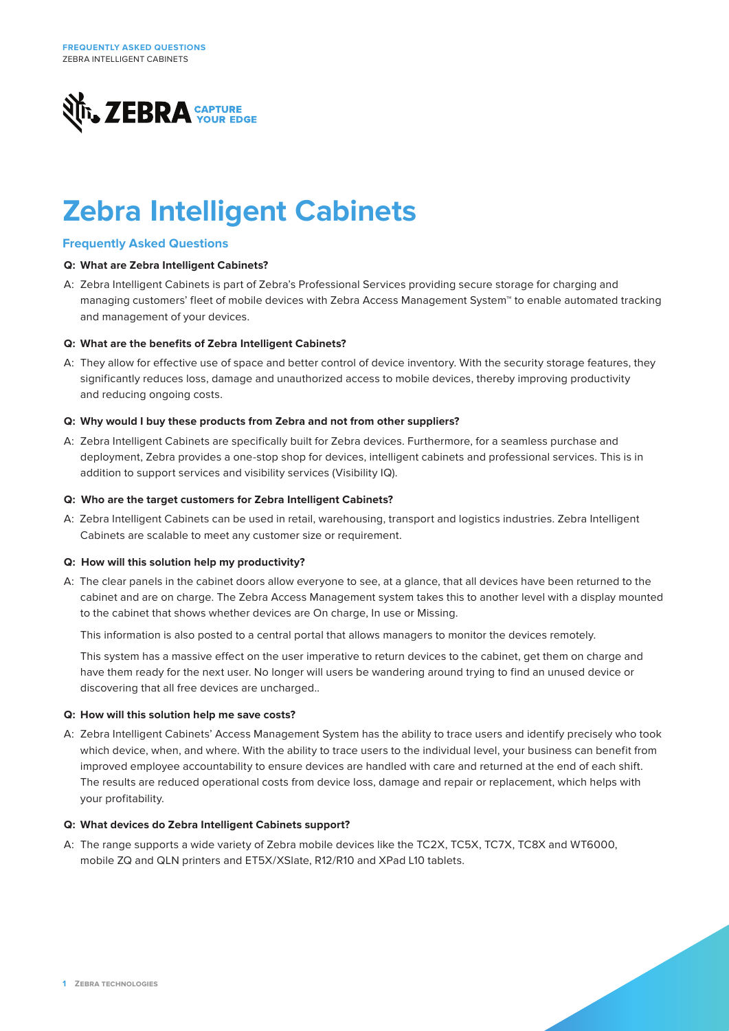# Zebra Intelligent Cabinets

## Frequently Asked Questions

**Q: What are Zebra Intelligent Cabinets?**

A: Zebra Intelligent Cabinets is part of Zebra's Professional Services providing secure storage for charging and managing customers' fleet of mobile devices with Zebra Access Management System™ to enable automated tracking and management of your devices.

**Q: What are the benefits of Zebra Intelligent Cabinets?**

A: They allow for effective use of space and better control of device inventory. With the security storage features, they significantly reduces loss, damage and unauthorized access to mobile devices, thereby improving productivity and reducing ongoing costs.

**Q: Why would I buy these products from Zebra and not from other suppliers?**

A: Zebra Intelligent Cabinets are specifically built for Zebra devices. Furthermore, for a seamless purchase and deployment, Zebra provides a one-stop shop for devices, intelligent cabinets and professional services. This is in addition to support services and visibility services (Visibility IQ).

**Q: Who are the target customers for Zebra Intelligent Cabinets?**

A: Zebra Intelligent Cabinets can be used in retail, warehousing, transport and logistics industries. Zebra Intelligent Cabinets are scalable to meet any customer size or requirement.

**Q: How will this solution help my productivity?**

A: The clear panels in the cabinet doors allow everyone to see, at a glance, that all devices have been returned to the cabinet and are on charge. The Zebra Access Management system takes this to another level with a display mounted to the cabinet that shows whether devices are On charge, In use or Missing.

This information is also posted to a central portal that allows managers to monitor the devices remotely.

This system has a massive effect on the user imperative to return devices to the cabinet, get them on charge and have them ready for the next user. No longer will users be wandering around trying to find an unused device or discovering that all free devices are uncharged..

**Q: How will this solution help me save costs?**

A: Zebra Intelligent Cabinets' Access Management System has the ability to trace users and identify precisely who took which device, when, and where. With the ability to trace users to the individual level, your business can benefit from improved employee accountability to ensure devices are handled with care and returned at the end of each shift. The results are reduced operational costs from device loss, damage and repair or replacement, which helps with your profitability.

**Q: What devices do Zebra Intelligent Cabinets support?**

A: The range supports a wide variety of Zebra mobile devices like the TC2X, TC5X, TC7X, TC8X and WT6000, mobile ZQ and QLN printers and ET5X/XSlate, R12/R10 and XPad L10 tablets.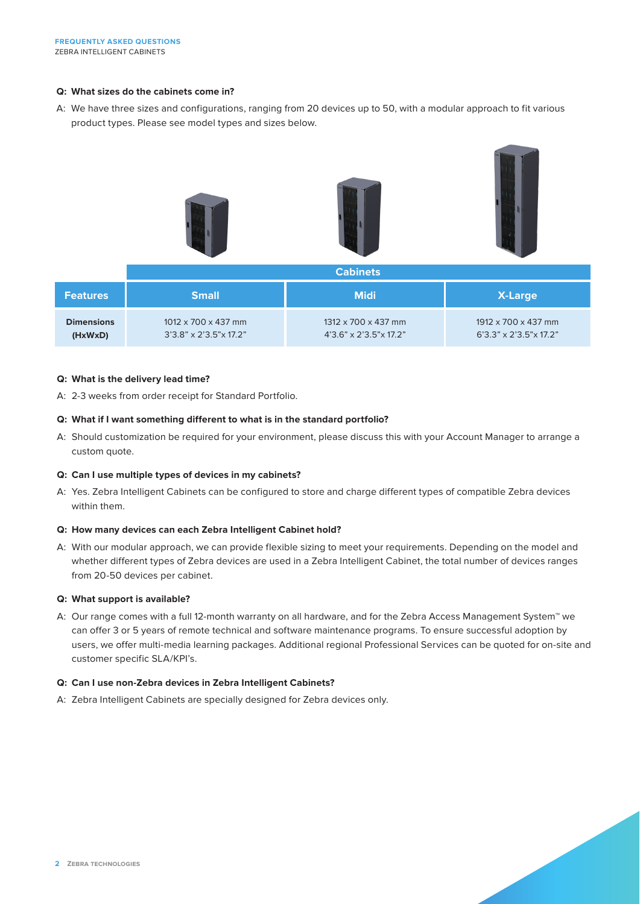**Q: What sizes do the cabinets come in?**

A: We have three sizes and configurations, ranging from 20 devices up to 50, with a modular approach to fit various product types. Please see model types and sizes below.

| | Cabinets | | |
|---|---|---|---|
| **Features** | **Small** | **Midi** | **X-Large** |
| **Dimensions (HxWxD)** | 1012 x 700 x 437 mm<br>3'3.8" x 2'3.5"x 17.2" | 1312 x 700 x 437 mm<br>4'3.6" x 2'3.5"x 17.2" | 1912 x 700 x 437 mm<br>6'3.3" x 2'3.5"x 17.2" |

**Q: What is the delivery lead time?**

A: 2-3 weeks from order receipt for Standard Portfolio.

**Q: What if I want something different to what is in the standard portfolio?**

A: Should customization be required for your environment, please discuss this with your Account Manager to arrange a custom quote.

**Q: Can I use multiple types of devices in my cabinets?**

A: Yes. Zebra Intelligent Cabinets can be configured to store and charge different types of compatible Zebra devices within them.

**Q: How many devices can each Zebra Intelligent Cabinet hold?**

A: With our modular approach, we can provide flexible sizing to meet your requirements. Depending on the model and whether different types of Zebra devices are used in a Zebra Intelligent Cabinet, the total number of devices ranges from 20-50 devices per cabinet.

**Q: What support is available?**

A: Our range comes with a full 12-month warranty on all hardware, and for the Zebra Access Management System™ we can offer 3 or 5 years of remote technical and software maintenance programs. To ensure successful adoption by users, we offer multi-media learning packages. Additional regional Professional Services can be quoted for on-site and customer specific SLA/KPI's.

**Q: Can I use non-Zebra devices in Zebra Intelligent Cabinets?**

A: Zebra Intelligent Cabinets are specially designed for Zebra devices only.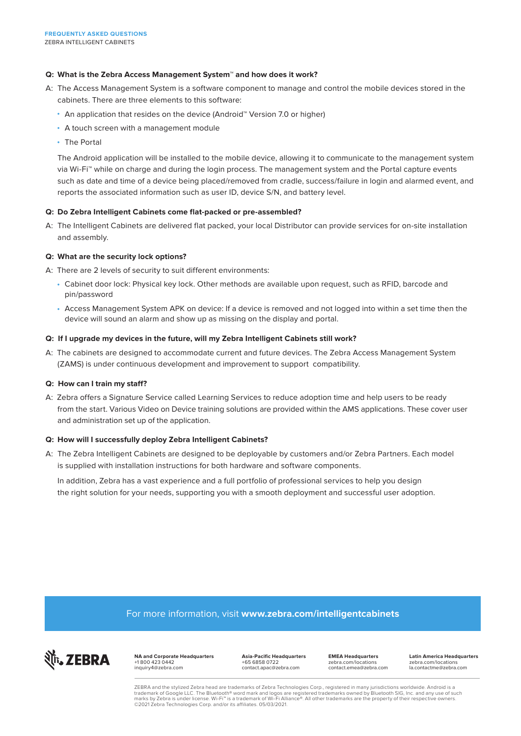**Q: What is the Zebra Access Management System™ and how does it work?**

A: The Access Management System is a software component to manage and control the mobile devices stored in the cabinets. There are three elements to this software:

- An application that resides on the device (Android™ Version 7.0 or higher)
- A touch screen with a management module
- The Portal

The Android application will be installed to the mobile device, allowing it to communicate to the management system via Wi-Fi™ while on charge and during the login process. The management system and the Portal capture events such as date and time of a device being placed/removed from cradle, success/failure in login and alarmed event, and reports the associated information such as user ID, device S/N, and battery level.

**Q: Do Zebra Intelligent Cabinets come flat-packed or pre-assembled?**

A: The Intelligent Cabinets are delivered flat packed, your local Distributor can provide services for on-site installation and assembly.

**Q: What are the security lock options?**

A: There are 2 levels of security to suit different environments:

- Cabinet door lock: Physical key lock. Other methods are available upon request, such as RFID, barcode and pin/password
- Access Management System APK on device: If a device is removed and not logged into within a set time then the device will sound an alarm and show up as missing on the display and portal.

**Q: If I upgrade my devices in the future, will my Zebra Intelligent Cabinets still work?**

A: The cabinets are designed to accommodate current and future devices. The Zebra Access Management System (ZAMS) is under continuous development and improvement to support compatibility.

**Q: How can I train my staff?**

A: Zebra offers a Signature Service called Learning Services to reduce adoption time and help users to be ready from the start. Various Video on Device training solutions are provided within the AMS applications. These cover user and administration set up of the application.

**Q: How will I successfully deploy Zebra Intelligent Cabinets?**

A: The Zebra Intelligent Cabinets are designed to be deployable by customers and/or Zebra Partners. Each model is supplied with installation instructions for both hardware and software components.

In addition, Zebra has a vast experience and a full portfolio of professional services to help you design the right solution for your needs, supporting you with a smooth deployment and successful user adoption.

For more information, visit **www.zebra.com/intelligentcabinets**

**NA and Corporate Headquarters**
+1 800 423 0442
inquiry4@zebra.com

**Asia-Pacific Headquarters**
+65 6858 0722
contact.apac@zebra.com

**EMEA Headquarters**
zebra.com/locations
contact.emea@zebra.com

**Latin America Headquarters**
zebra.com/locations
la.contactme@zebra.com

ZEBRA and the stylized Zebra head are trademarks of Zebra Technologies Corp., registered in many jurisdictions worldwide. Android is a trademark of Google LLC. The Bluetooth® word mark and logos are registered trademarks owned by Bluetooth SIG, Inc. and any use of such marks by Zebra is under license. Wi-Fi™ is a trademark of Wi-Fi Alliance®. All other trademarks are the property of their respective owners. ©2021 Zebra Technologies Corp. and/or its affiliates. 05/03/2021.